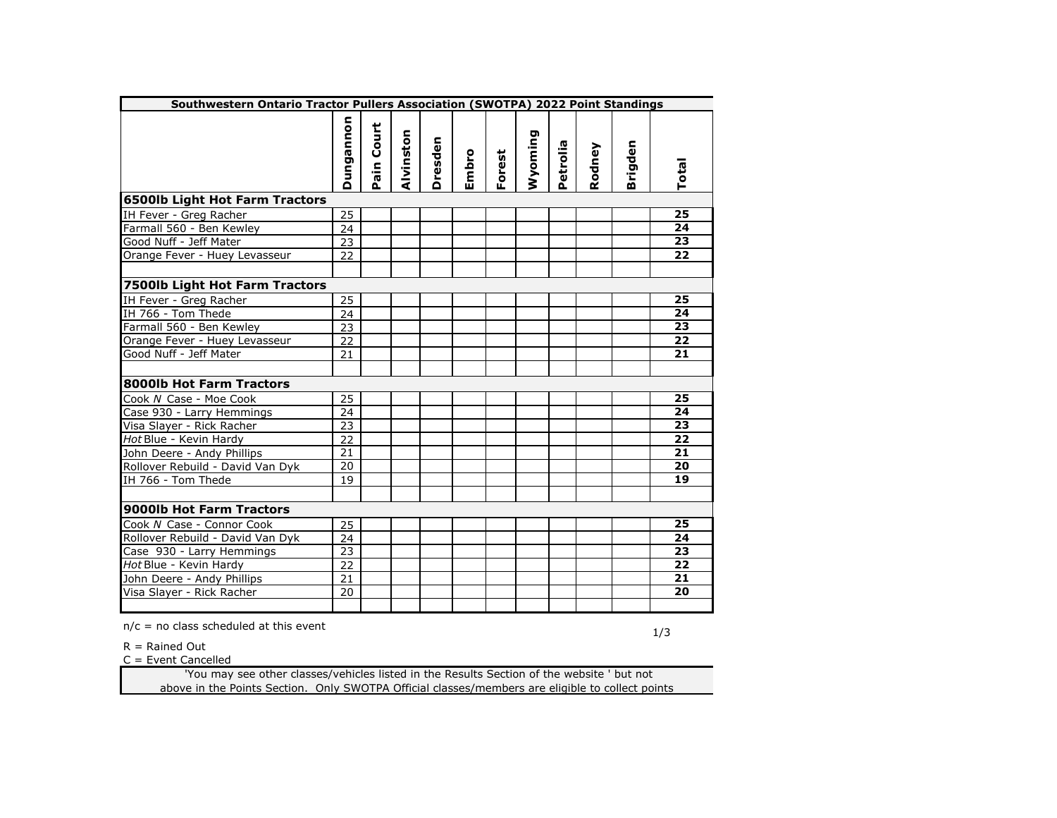| Southwestern Ontario Tractor Pullers Association (SWOTPA) 2022 Point Standings | Dungannon | Pain Court | Alvinston | Dresden | Embro | Forest | Wyoming | Petrolia | Rodney | Brigden | Total |
|---|---|---|---|---|---|---|---|---|---|---|---|
| **6500lb Light Hot Farm Tractors** | | | | | | | | | | | |
| IH Fever - Greg Racher | 25 | | | | | | | | | | **25** |
| Farmall 560 - Ben Kewley | 24 | | | | | | | | | | **24** |
| Good Nuff - Jeff Mater | 23 | | | | | | | | | | **23** |
| Orange Fever - Huey Levasseur | 22 | | | | | | | | | | **22** |
| | | | | | | | | | | | |
| **7500lb Light Hot Farm Tractors** | | | | | | | | | | | |
| IH Fever - Greg Racher | 25 | | | | | | | | | | **25** |
| IH 766 - Tom Thede | 24 | | | | | | | | | | **24** |
| Farmall 560 - Ben Kewley | 23 | | | | | | | | | | **23** |
| Orange Fever - Huey Levasseur | 22 | | | | | | | | | | **22** |
| Good Nuff - Jeff Mater | 21 | | | | | | | | | | **21** |
| | | | | | | | | | | | |
| **8000lb Hot Farm Tractors** | | | | | | | | | | | |
| Cook *N* Case - Moe Cook | 25 | | | | | | | | | | **25** |
| Case 930 - Larry Hemmings | 24 | | | | | | | | | | **24** |
| Visa Slayer - Rick Racher | 23 | | | | | | | | | | **23** |
| *Hot* Blue - Kevin Hardy | 22 | | | | | | | | | | **22** |
| John Deere - Andy Phillips | 21 | | | | | | | | | | **21** |
| Rollover Rebuild - David Van Dyk | 20 | | | | | | | | | | **20** |
| IH 766 - Tom Thede | 19 | | | | | | | | | | **19** |
| | | | | | | | | | | | |
| **9000lb Hot Farm Tractors** | | | | | | | | | | | |
| Cook *N* Case - Connor Cook | 25 | | | | | | | | | | **25** |
| Rollover Rebuild - David Van Dyk | 24 | | | | | | | | | | **24** |
| Case 930 - Larry Hemmings | 23 | | | | | | | | | | **23** |
| *Hot* Blue - Kevin Hardy | 22 | | | | | | | | | | **22** |
| John Deere - Andy Phillips | 21 | | | | | | | | | | **21** |
| Visa Slayer - Rick Racher | 20 | | | | | | | | | | **20** |
| | | | | | | | | | | | |

n/c = no class scheduled at this event

R = Rained Out

C = Event Cancelled

'You may see other classes/vehicles listed in the Results Section of the website ' but not above in the Points Section. Only SWOTPA Official classes/members are eligible to collect points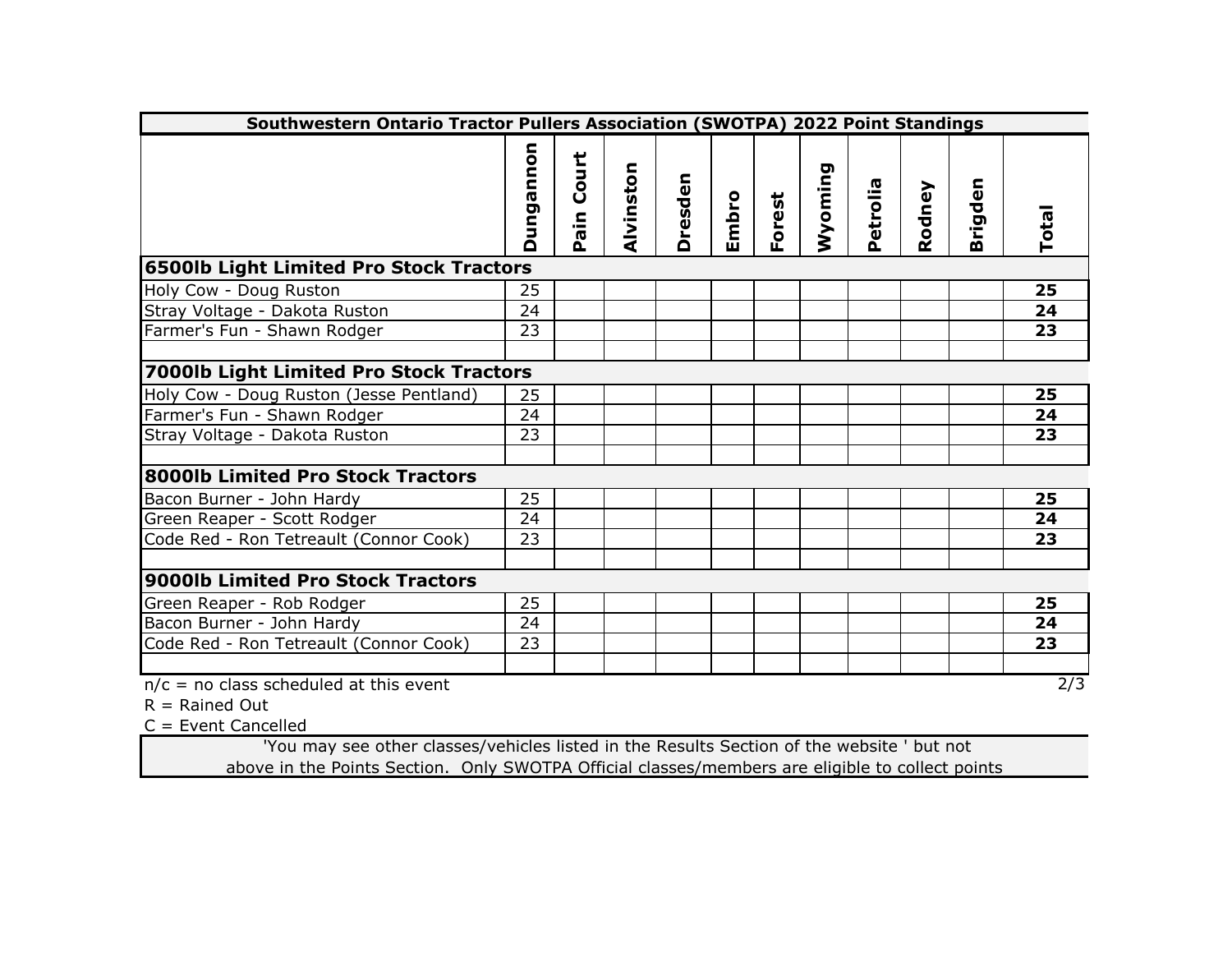| Southwestern Ontario Tractor Pullers Association (SWOTPA) 2022 Point Standings | | | | | | | | | | | |
|---|---|---|---|---|---|---|---|---|---|---|---|
| | Dungannon | Pain Court | Alvinston | Dresden | Embro | Forest | Wyoming | Petrolia | Rodney | Brigden | Total |
| **6500lb Light Limited Pro Stock Tractors** | | | | | | | | | | | |
| Holy Cow - Doug Ruston | 25 | | | | | | | | | | **25** |
| Stray Voltage - Dakota Ruston | 24 | | | | | | | | | | **24** |
| Farmer's Fun - Shawn Rodger | 23 | | | | | | | | | | **23** |
| | | | | | | | | | | | |
| **7000lb Light Limited Pro Stock Tractors** | | | | | | | | | | | |
| Holy Cow - Doug Ruston (Jesse Pentland) | 25 | | | | | | | | | | **25** |
| Farmer's Fun - Shawn Rodger | 24 | | | | | | | | | | **24** |
| Stray Voltage - Dakota Ruston | 23 | | | | | | | | | | **23** |
| | | | | | | | | | | | |
| **8000lb Limited Pro Stock Tractors** | | | | | | | | | | | |
| Bacon Burner - John Hardy | 25 | | | | | | | | | | **25** |
| Green Reaper - Scott Rodger | 24 | | | | | | | | | | **24** |
| Code Red - Ron Tetreault (Connor Cook) | 23 | | | | | | | | | | **23** |
| | | | | | | | | | | | |
| **9000lb Limited Pro Stock Tractors** | | | | | | | | | | | |
| Green Reaper - Rob Rodger | 25 | | | | | | | | | | **25** |
| Bacon Burner - John Hardy | 24 | | | | | | | | | | **24** |
| Code Red - Ron Tetreault (Connor Cook) | 23 | | | | | | | | | | **23** |
| | | | | | | | | | | | |

n/c = no class scheduled at this event

R = Rained Out

C = Event Cancelled

'You may see other classes/vehicles listed in the Results Section of the website ' but not above in the Points Section. Only SWOTPA Official classes/members are eligible to collect points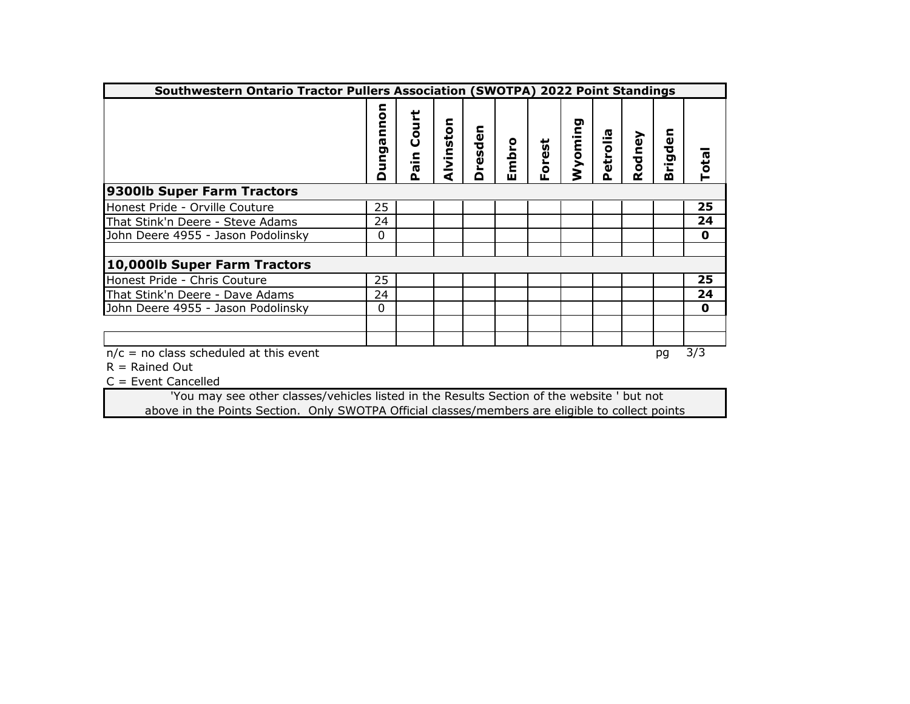| Southwestern Ontario Tractor Pullers Association (SWOTPA) 2022 Point Standings | | | | | | | | | | | |
|---|---|---|---|---|---|---|---|---|---|---|---|
| | **Dungannon** | **Pain Court** | **Alvinston** | **Dresden** | **Embro** | **Forest** | **Wyoming** | **Petrolia** | **Rodney** | **Brigden** | **Total** |
| **9300lb Super Farm Tractors** | | | | | | | | | | | |
| Honest Pride - Orville Couture | 25 | | | | | | | | | | **25** |
| That Stink'n Deere - Steve Adams | 24 | | | | | | | | | | **24** |
| John Deere 4955 - Jason Podolinsky | 0 | | | | | | | | | | **0** |
| | | | | | | | | | | | |
| **10,000lb Super Farm Tractors** | | | | | | | | | | | |
| Honest Pride - Chris Couture | 25 | | | | | | | | | | **25** |
| That Stink'n Deere - Dave Adams | 24 | | | | | | | | | | **24** |
| John Deere 4955 - Jason Podolinsky | 0 | | | | | | | | | | **0** |
| | | | | | | | | | | | |
| | | | | | | | | | | | |

n/c = no class scheduled at this event

R = Rained Out

C = Event Cancelled

'You may see other classes/vehicles listed in the Results Section of the website ' but not above in the Points Section. Only SWOTPA Official classes/members are eligible to collect points